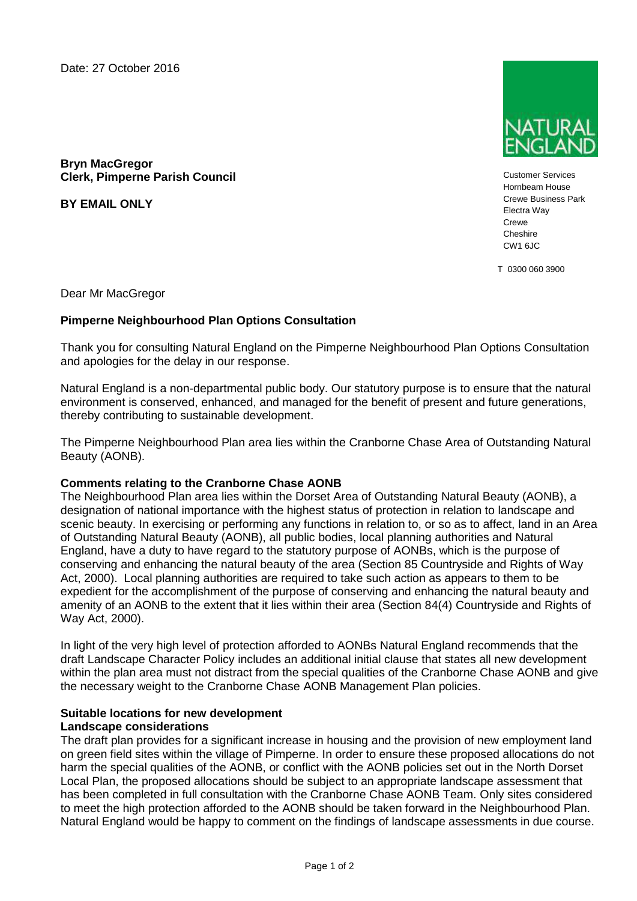Date: 27 October 2016

NATURAL ENGLAND

Customer Services
Hornbeam House
Crewe Business Park
Electra Way
Crewe
Cheshire
CW1 6JC

T 0300 060 3900

**Bryn MacGregor**
**Clerk, Pimperne Parish Council**

**BY EMAIL ONLY**

Dear Mr MacGregor

**Pimperne Neighbourhood Plan Options Consultation**

Thank you for consulting Natural England on the Pimperne Neighbourhood Plan Options Consultation and apologies for the delay in our response.

Natural England is a non-departmental public body. Our statutory purpose is to ensure that the natural environment is conserved, enhanced, and managed for the benefit of present and future generations, thereby contributing to sustainable development.

The Pimperne Neighbourhood Plan area lies within the Cranborne Chase Area of Outstanding Natural Beauty (AONB).

**Comments relating to the Cranborne Chase AONB**

The Neighbourhood Plan area lies within the Dorset Area of Outstanding Natural Beauty (AONB), a designation of national importance with the highest status of protection in relation to landscape and scenic beauty. In exercising or performing any functions in relation to, or so as to affect, land in an Area of Outstanding Natural Beauty (AONB), all public bodies, local planning authorities and Natural England, have a duty to have regard to the statutory purpose of AONBs, which is the purpose of conserving and enhancing the natural beauty of the area (Section 85 Countryside and Rights of Way Act, 2000). Local planning authorities are required to take such action as appears to them to be expedient for the accomplishment of the purpose of conserving and enhancing the natural beauty and amenity of an AONB to the extent that it lies within their area (Section 84(4) Countryside and Rights of Way Act, 2000).

In light of the very high level of protection afforded to AONBs Natural England recommends that the draft Landscape Character Policy includes an additional initial clause that states all new development within the plan area must not distract from the special qualities of the Cranborne Chase AONB and give the necessary weight to the Cranborne Chase AONB Management Plan policies.

**Suitable locations for new development**
**Landscape considerations**

The draft plan provides for a significant increase in housing and the provision of new employment land on green field sites within the village of Pimperne. In order to ensure these proposed allocations do not harm the special qualities of the AONB, or conflict with the AONB policies set out in the North Dorset Local Plan, the proposed allocations should be subject to an appropriate landscape assessment that has been completed in full consultation with the Cranborne Chase AONB Team. Only sites considered to meet the high protection afforded to the AONB should be taken forward in the Neighbourhood Plan. Natural England would be happy to comment on the findings of landscape assessments in due course.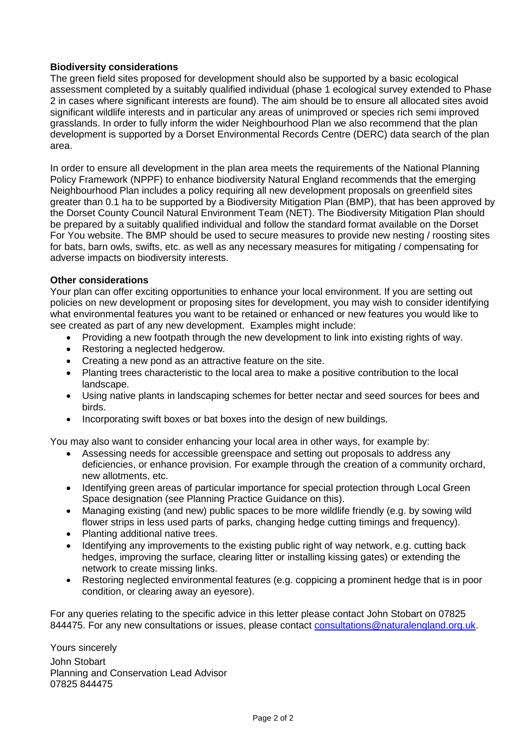**Biodiversity considerations**

The green field sites proposed for development should also be supported by a basic ecological assessment completed by a suitably qualified individual (phase 1 ecological survey extended to Phase 2 in cases where significant interests are found). The aim should be to ensure all allocated sites avoid significant wildlife interests and in particular any areas of unimproved or species rich semi improved grasslands. In order to fully inform the wider Neighbourhood Plan we also recommend that the plan development is supported by a Dorset Environmental Records Centre (DERC) data search of the plan area.

In order to ensure all development in the plan area meets the requirements of the National Planning Policy Framework (NPPF) to enhance biodiversity Natural England recommends that the emerging Neighbourhood Plan includes a policy requiring all new development proposals on greenfield sites greater than 0.1 ha to be supported by a Biodiversity Mitigation Plan (BMP), that has been approved by the Dorset County Council Natural Environment Team (NET). The Biodiversity Mitigation Plan should be prepared by a suitably qualified individual and follow the standard format available on the Dorset For You website. The BMP should be used to secure measures to provide new nesting / roosting sites for bats, barn owls, swifts, etc. as well as any necessary measures for mitigating / compensating for adverse impacts on biodiversity interests.

**Other considerations**

Your plan can offer exciting opportunities to enhance your local environment. If you are setting out policies on new development or proposing sites for development, you may wish to consider identifying what environmental features you want to be retained or enhanced or new features you would like to see created as part of any new development. Examples might include:

- Providing a new footpath through the new development to link into existing rights of way.
- Restoring a neglected hedgerow.
- Creating a new pond as an attractive feature on the site.
- Planting trees characteristic to the local area to make a positive contribution to the local landscape.
- Using native plants in landscaping schemes for better nectar and seed sources for bees and birds.
- Incorporating swift boxes or bat boxes into the design of new buildings.

You may also want to consider enhancing your local area in other ways, for example by:

- Assessing needs for accessible greenspace and setting out proposals to address any deficiencies, or enhance provision. For example through the creation of a community orchard, new allotments, etc.
- Identifying green areas of particular importance for special protection through Local Green Space designation (see Planning Practice Guidance on this).
- Managing existing (and new) public spaces to be more wildlife friendly (e.g. by sowing wild flower strips in less used parts of parks, changing hedge cutting timings and frequency).
- Planting additional native trees.
- Identifying any improvements to the existing public right of way network, e.g. cutting back hedges, improving the surface, clearing litter or installing kissing gates) or extending the network to create missing links.
- Restoring neglected environmental features (e.g. coppicing a prominent hedge that is in poor condition, or clearing away an eyesore).

For any queries relating to the specific advice in this letter please contact John Stobart on 07825 844475. For any new consultations or issues, please contact consultations@naturalengland.org.uk.

Yours sincerely

John Stobart
Planning and Conservation Lead Advisor
07825 844475